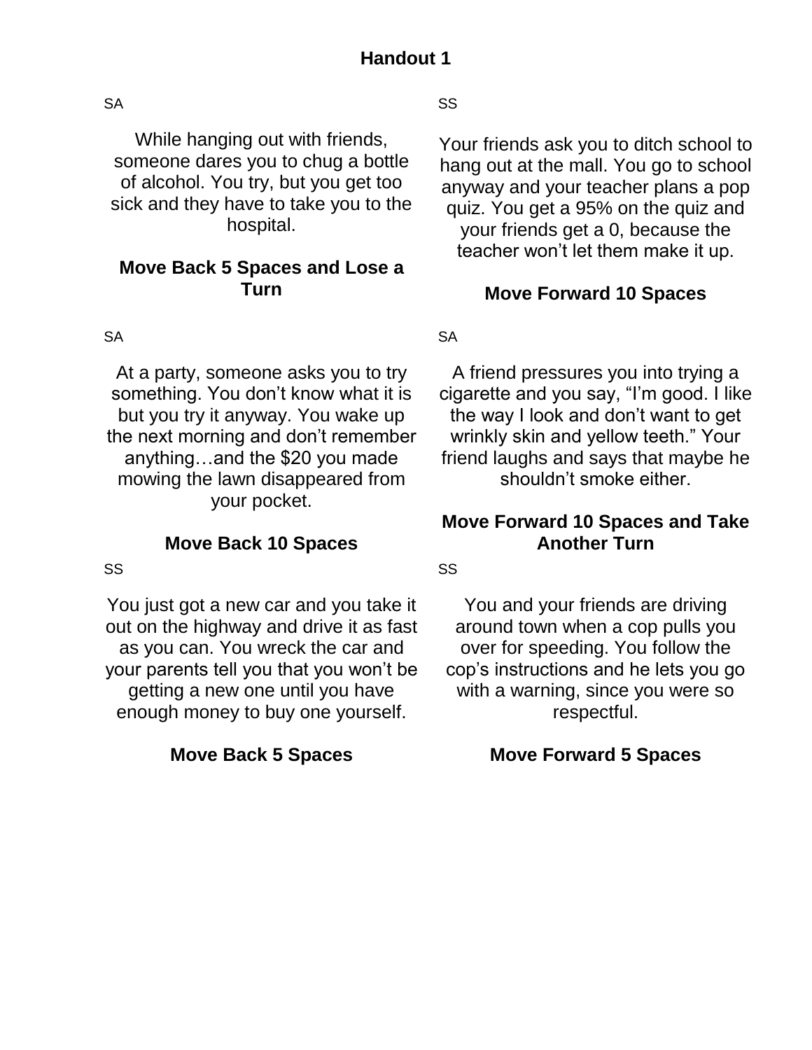# Handout 1

SA

While hanging out with friends, someone dares you to chug a bottle of alcohol. You try, but you get too sick and they have to take you to the hospital.

**Move Back 5 Spaces and Lose a Turn**

SS

Your friends ask you to ditch school to hang out at the mall. You go to school anyway and your teacher plans a pop quiz. You get a 95% on the quiz and your friends get a 0, because the teacher won't let them make it up.

**Move Forward 10 Spaces**

SA

At a party, someone asks you to try something. You don't know what it is but you try it anyway. You wake up the next morning and don't remember anything…and the $20 you made mowing the lawn disappeared from your pocket.

**Move Back 10 Spaces**

SA

A friend pressures you into trying a cigarette and you say, "I'm good. I like the way I look and don't want to get wrinkly skin and yellow teeth." Your friend laughs and says that maybe he shouldn't smoke either.

**Move Forward 10 Spaces and Take Another Turn**

SS

You just got a new car and you take it out on the highway and drive it as fast as you can. You wreck the car and your parents tell you that you won't be getting a new one until you have enough money to buy one yourself.

**Move Back 5 Spaces**

SS

You and your friends are driving around town when a cop pulls you over for speeding. You follow the cop's instructions and he lets you go with a warning, since you were so respectful.

**Move Forward 5 Spaces**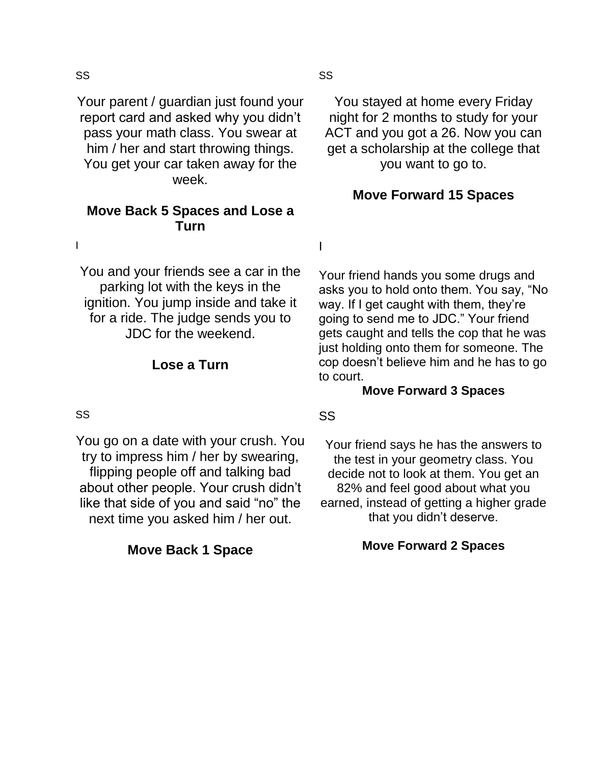SS

Your parent / guardian just found your report card and asked why you didn't pass your math class. You swear at him / her and start throwing things. You get your car taken away for the week.

**Move Back 5 Spaces and Lose a Turn**

SS

You stayed at home every Friday night for 2 months to study for your ACT and you got a 26. Now you can get a scholarship at the college that you want to go to.

**Move Forward 15 Spaces**

I

You and your friends see a car in the parking lot with the keys in the ignition. You jump inside and take it for a ride. The judge sends you to JDC for the weekend.

**Lose a Turn**

I

Your friend hands you some drugs and asks you to hold onto them. You say, "No way. If I get caught with them, they're going to send me to JDC." Your friend gets caught and tells the cop that he was just holding onto them for someone. The cop doesn't believe him and he has to go to court.

**Move Forward 3 Spaces**

SS

You go on a date with your crush. You try to impress him / her by swearing, flipping people off and talking bad about other people. Your crush didn't like that side of you and said "no" the next time you asked him / her out.

**Move Back 1 Space**

SS

Your friend says he has the answers to the test in your geometry class. You decide not to look at them. You get an 82% and feel good about what you earned, instead of getting a higher grade that you didn't deserve.

**Move Forward 2 Spaces**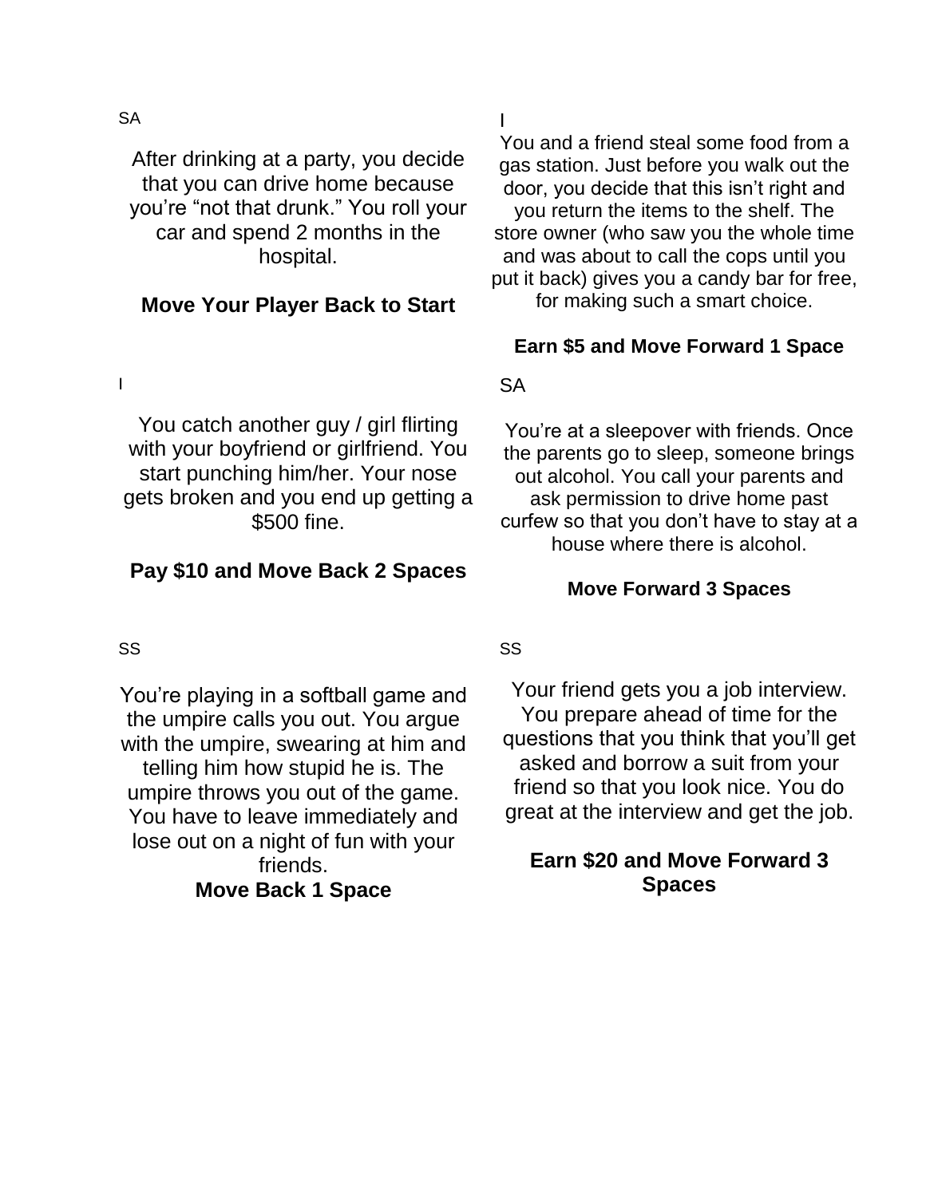SA

After drinking at a party, you decide that you can drive home because you're "not that drunk." You roll your car and spend 2 months in the hospital.

**Move Your Player Back to Start**

I

You and a friend steal some food from a gas station. Just before you walk out the door, you decide that this isn't right and you return the items to the shelf. The store owner (who saw you the whole time and was about to call the cops until you put it back) gives you a candy bar for free, for making such a smart choice.

**Earn $5 and Move Forward 1 Space**

I

You catch another guy / girl flirting with your boyfriend or girlfriend. You start punching him/her. Your nose gets broken and you end up getting a $500 fine.

**Pay $10 and Move Back 2 Spaces**

SA

You're at a sleepover with friends. Once the parents go to sleep, someone brings out alcohol. You call your parents and ask permission to drive home past curfew so that you don't have to stay at a house where there is alcohol.

**Move Forward 3 Spaces**

SS

You're playing in a softball game and the umpire calls you out. You argue with the umpire, swearing at him and telling him how stupid he is. The umpire throws you out of the game. You have to leave immediately and lose out on a night of fun with your friends.

**Move Back 1 Space**

SS

Your friend gets you a job interview. You prepare ahead of time for the questions that you think that you'll get asked and borrow a suit from your friend so that you look nice. You do great at the interview and get the job.

**Earn $20 and Move Forward 3 Spaces**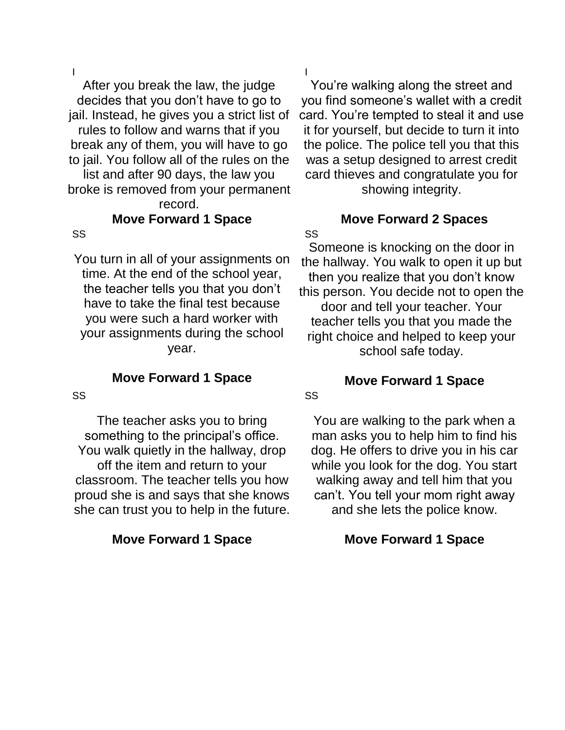I

After you break the law, the judge decides that you don't have to go to jail. Instead, he gives you a strict list of rules to follow and warns that if you break any of them, you will have to go to jail. You follow all of the rules on the list and after 90 days, the law you broke is removed from your permanent record.

**Move Forward 1 Space**

I

You're walking along the street and you find someone's wallet with a credit card. You're tempted to steal it and use it for yourself, but decide to turn it into the police. The police tell you that this was a setup designed to arrest credit card thieves and congratulate you for showing integrity.

**Move Forward 2 Spaces**

SS

You turn in all of your assignments on time. At the end of the school year, the teacher tells you that you don't have to take the final test because you were such a hard worker with your assignments during the school year.

**Move Forward 1 Space**

SS

Someone is knocking on the door in the hallway. You walk to open it up but then you realize that you don't know this person. You decide not to open the door and tell your teacher. Your teacher tells you that you made the right choice and helped to keep your school safe today.

**Move Forward 1 Space**

SS

The teacher asks you to bring something to the principal's office. You walk quietly in the hallway, drop off the item and return to your classroom. The teacher tells you how proud she is and says that she knows she can trust you to help in the future.

**Move Forward 1 Space**

SS

You are walking to the park when a man asks you to help him to find his dog. He offers to drive you in his car while you look for the dog. You start walking away and tell him that you can't. You tell your mom right away and she lets the police know.

**Move Forward 1 Space**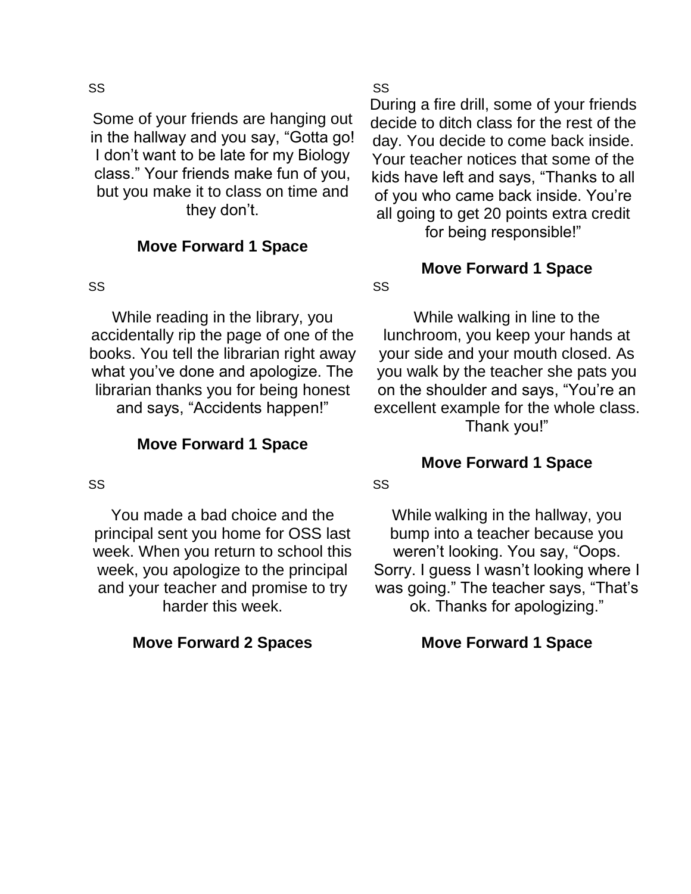SS

Some of your friends are hanging out in the hallway and you say, "Gotta go! I don't want to be late for my Biology class." Your friends make fun of you, but you make it to class on time and they don't.

**Move Forward 1 Space**

SS

During a fire drill, some of your friends decide to ditch class for the rest of the day. You decide to come back inside. Your teacher notices that some of the kids have left and says, "Thanks to all of you who came back inside. You're all going to get 20 points extra credit for being responsible!"

**Move Forward 1 Space**

SS

While reading in the library, you accidentally rip the page of one of the books. You tell the librarian right away what you've done and apologize. The librarian thanks you for being honest and says, "Accidents happen!"

**Move Forward 1 Space**

SS

While walking in line to the lunchroom, you keep your hands at your side and your mouth closed. As you walk by the teacher she pats you on the shoulder and says, "You're an excellent example for the whole class. Thank you!"

**Move Forward 1 Space**

SS

You made a bad choice and the principal sent you home for OSS last week. When you return to school this week, you apologize to the principal and your teacher and promise to try harder this week.

**Move Forward 2 Spaces**

SS

While walking in the hallway, you bump into a teacher because you weren't looking. You say, "Oops. Sorry. I guess I wasn't looking where I was going." The teacher says, "That's ok. Thanks for apologizing."

**Move Forward 1 Space**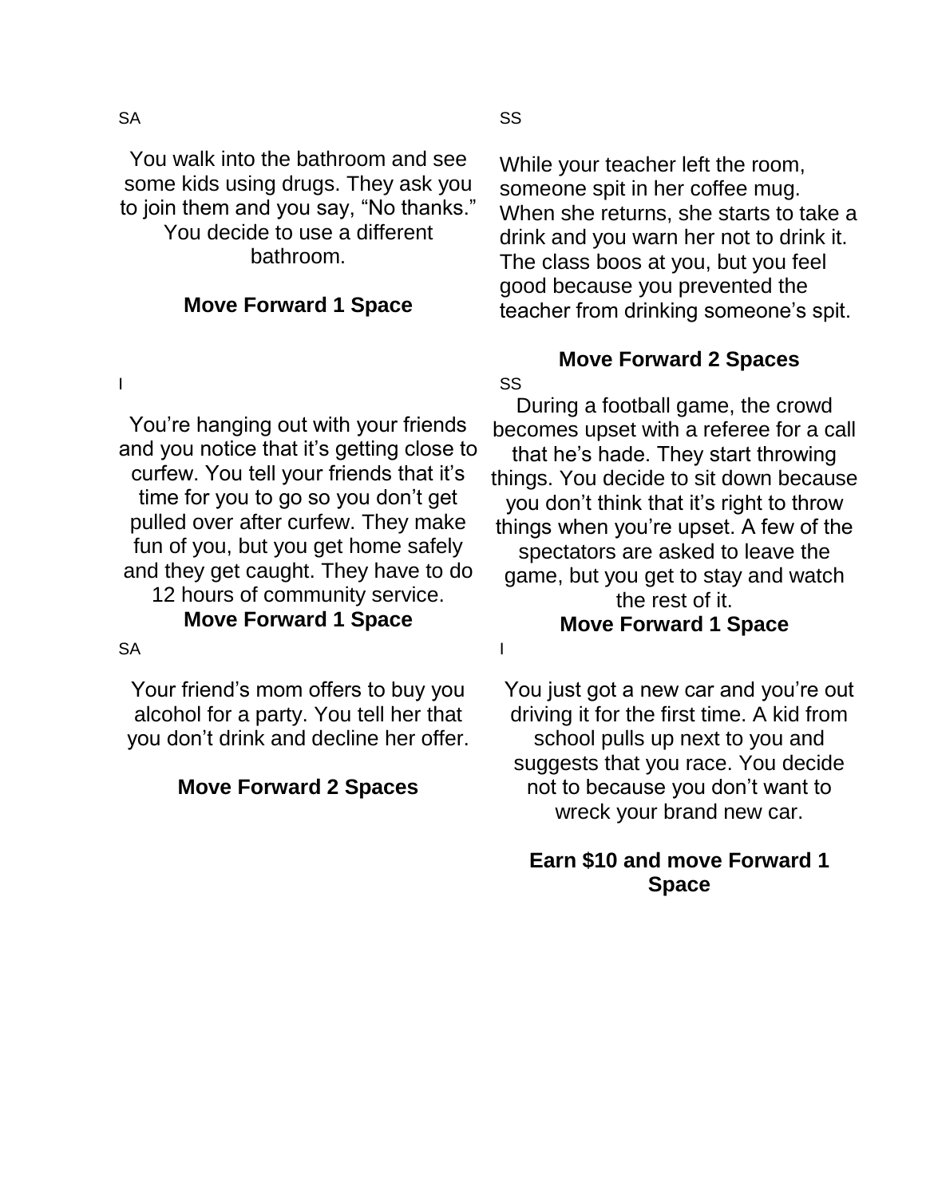SA

You walk into the bathroom and see some kids using drugs. They ask you to join them and you say, "No thanks." You decide to use a different bathroom.

**Move Forward 1 Space**

SS

While your teacher left the room, someone spit in her coffee mug. When she returns, she starts to take a drink and you warn her not to drink it. The class boos at you, but you feel good because you prevented the teacher from drinking someone's spit.

**Move Forward 2 Spaces**

I

You're hanging out with your friends and you notice that it's getting close to curfew. You tell your friends that it's time for you to go so you don't get pulled over after curfew. They make fun of you, but you get home safely and they get caught. They have to do 12 hours of community service.

**Move Forward 1 Space**

SS

During a football game, the crowd becomes upset with a referee for a call that he's hade. They start throwing things. You decide to sit down because you don't think that it's right to throw things when you're upset. A few of the spectators are asked to leave the game, but you get to stay and watch the rest of it.

**Move Forward 1 Space**

SA

Your friend's mom offers to buy you alcohol for a party. You tell her that you don't drink and decline her offer.

**Move Forward 2 Spaces**

I

You just got a new car and you're out driving it for the first time. A kid from school pulls up next to you and suggests that you race. You decide not to because you don't want to wreck your brand new car.

**Earn $10 and move Forward 1 Space**